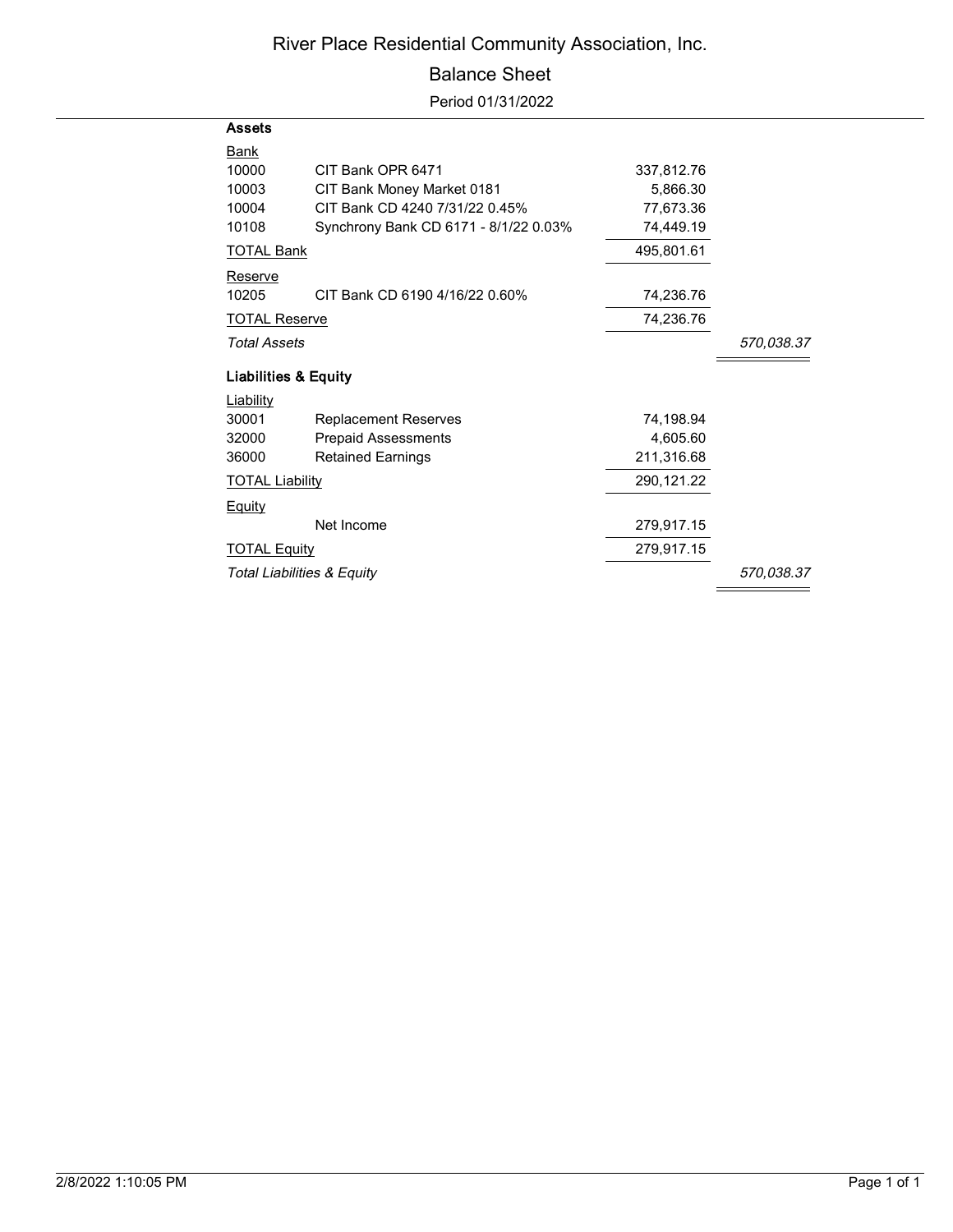# River Place Residential Community Association, Inc.

## Balance Sheet

Period 01/31/2022

| | | | |
|---|---|---|---|
| **Assets** | | | |
| Bank | | | |
| 10000 | CIT Bank OPR 6471 | 337,812.76 | |
| 10003 | CIT Bank Money Market 0181 | 5,866.30 | |
| 10004 | CIT Bank CD 4240 7/31/22 0.45% | 77,673.36 | |
| 10108 | Synchrony Bank CD 6171 - 8/1/22 0.03% | 74,449.19 | |
| TOTAL Bank | | 495,801.61 | |
| Reserve | | | |
| 10205 | CIT Bank CD 6190 4/16/22 0.60% | 74,236.76 | |
| TOTAL Reserve | | 74,236.76 | |
| *Total Assets* | | | *570,038.37* |
| **Liabilities & Equity** | | | |
| Liability | | | |
| 30001 | Replacement Reserves | 74,198.94 | |
| 32000 | Prepaid Assessments | 4,605.60 | |
| 36000 | Retained Earnings | 211,316.68 | |
| TOTAL Liability | | 290,121.22 | |
| Equity | | | |
| | Net Income | 279,917.15 | |
| TOTAL Equity | | 279,917.15 | |
| *Total Liabilities & Equity* | | | *570,038.37* |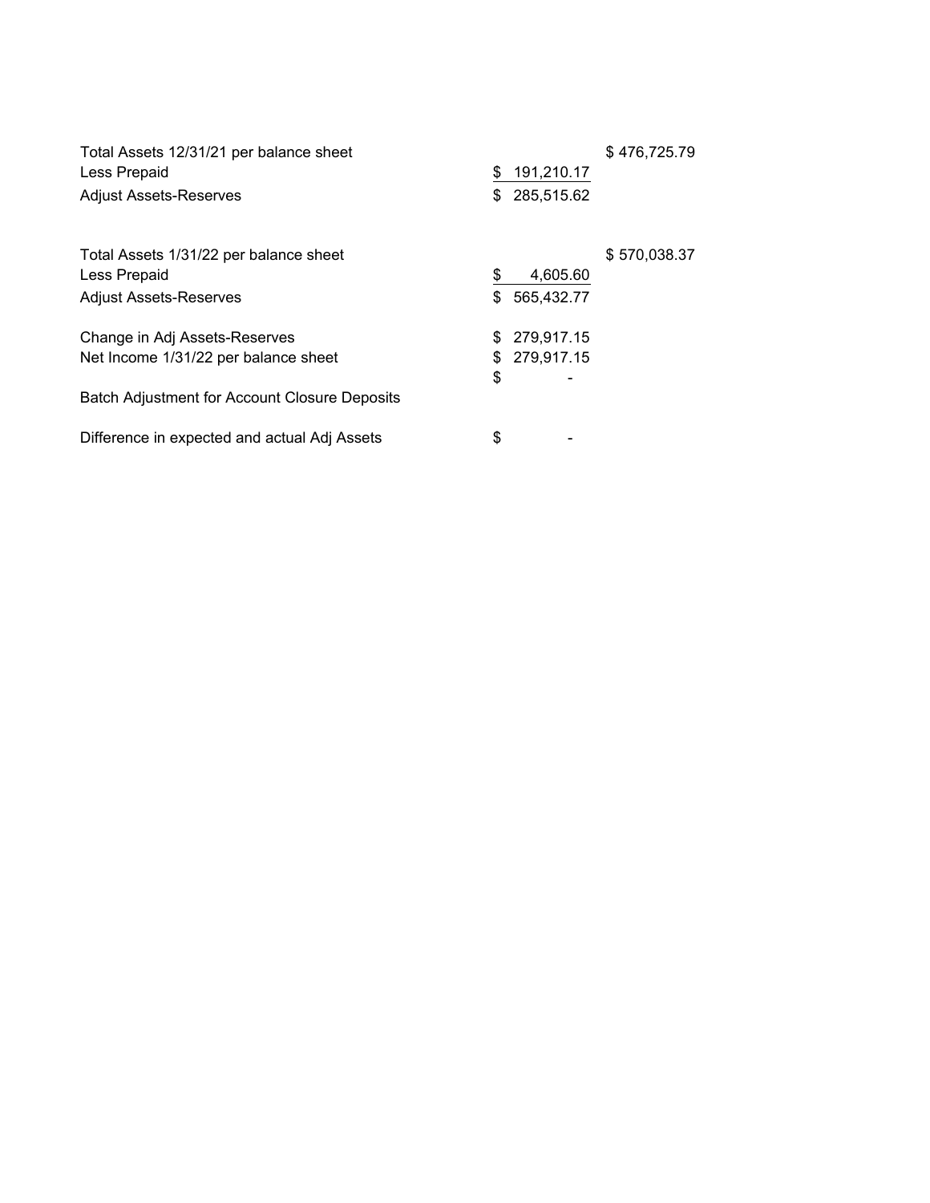| | | |
|---|---|---|
| Total Assets 12/31/21 per balance sheet | | $ 476,725.79 |
| Less Prepaid | $ 191,210.17 | |
| Adjust Assets-Reserves | $ 285,515.62 | |
| | | |
| Total Assets 1/31/22 per balance sheet | | $ 570,038.37 |
| Less Prepaid | $ 4,605.60 | |
| Adjust Assets-Reserves | $ 565,432.77 | |
| | | |
| Change in Adj Assets-Reserves | $ 279,917.15 | |
| Net Income 1/31/22 per balance sheet | $ 279,917.15 | |
| | $ - | |
| Batch Adjustment for Account Closure Deposits | | |
| | | |
| Difference in expected and actual Adj Assets | $ - | |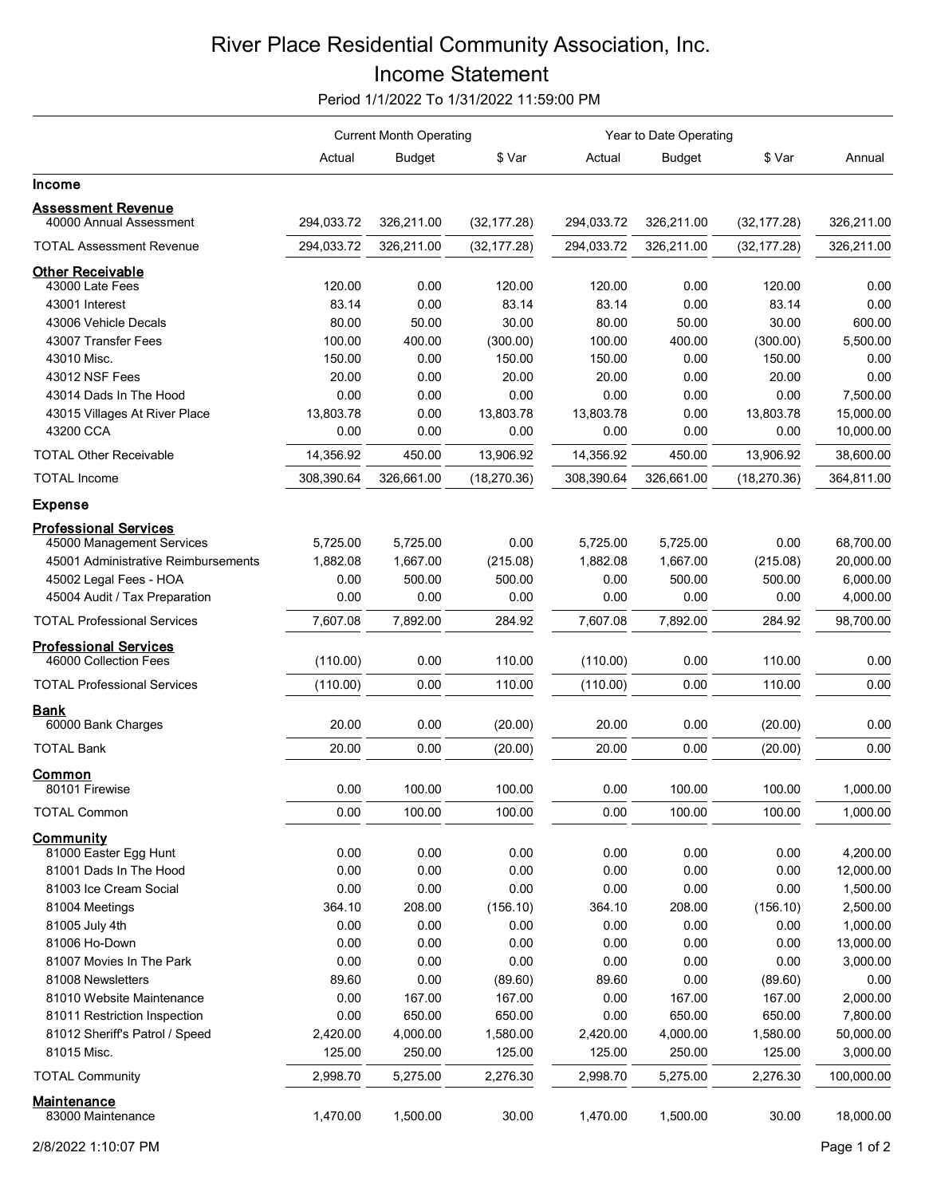# River Place Residential Community Association, Inc.

## Income Statement

Period 1/1/2022 To 1/31/2022 11:59:00 PM

| | Current Month Operating | | | Year to Date Operating | | | |
|---|---|---|---|---|---|---|---|
| | Actual | Budget | $ Var | Actual | Budget | $ Var | Annual |
| **Income** | | | | | | | |
| **Assessment Revenue** | | | | | | | |
| 40000 Annual Assessment | 294,033.72 | 326,211.00 | (32,177.28) | 294,033.72 | 326,211.00 | (32,177.28) | 326,211.00 |
| TOTAL Assessment Revenue | 294,033.72 | 326,211.00 | (32,177.28) | 294,033.72 | 326,211.00 | (32,177.28) | 326,211.00 |
| **Other Receivable** | | | | | | | |
| 43000 Late Fees | 120.00 | 0.00 | 120.00 | 120.00 | 0.00 | 120.00 | 0.00 |
| 43001 Interest | 83.14 | 0.00 | 83.14 | 83.14 | 0.00 | 83.14 | 0.00 |
| 43006 Vehicle Decals | 80.00 | 50.00 | 30.00 | 80.00 | 50.00 | 30.00 | 600.00 |
| 43007 Transfer Fees | 100.00 | 400.00 | (300.00) | 100.00 | 400.00 | (300.00) | 5,500.00 |
| 43010 Misc. | 150.00 | 0.00 | 150.00 | 150.00 | 0.00 | 150.00 | 0.00 |
| 43012 NSF Fees | 20.00 | 0.00 | 20.00 | 20.00 | 0.00 | 20.00 | 0.00 |
| 43014 Dads In The Hood | 0.00 | 0.00 | 0.00 | 0.00 | 0.00 | 0.00 | 7,500.00 |
| 43015 Villages At River Place | 13,803.78 | 0.00 | 13,803.78 | 13,803.78 | 0.00 | 13,803.78 | 15,000.00 |
| 43200 CCA | 0.00 | 0.00 | 0.00 | 0.00 | 0.00 | 0.00 | 10,000.00 |
| TOTAL Other Receivable | 14,356.92 | 450.00 | 13,906.92 | 14,356.92 | 450.00 | 13,906.92 | 38,600.00 |
| TOTAL Income | 308,390.64 | 326,661.00 | (18,270.36) | 308,390.64 | 326,661.00 | (18,270.36) | 364,811.00 |
| **Expense** | | | | | | | |
| **Professional Services** | | | | | | | |
| 45000 Management Services | 5,725.00 | 5,725.00 | 0.00 | 5,725.00 | 5,725.00 | 0.00 | 68,700.00 |
| 45001 Administrative Reimbursements | 1,882.08 | 1,667.00 | (215.08) | 1,882.08 | 1,667.00 | (215.08) | 20,000.00 |
| 45002 Legal Fees - HOA | 0.00 | 500.00 | 500.00 | 0.00 | 500.00 | 500.00 | 6,000.00 |
| 45004 Audit / Tax Preparation | 0.00 | 0.00 | 0.00 | 0.00 | 0.00 | 0.00 | 4,000.00 |
| TOTAL Professional Services | 7,607.08 | 7,892.00 | 284.92 | 7,607.08 | 7,892.00 | 284.92 | 98,700.00 |
| **Professional Services** | | | | | | | |
| 46000 Collection Fees | (110.00) | 0.00 | 110.00 | (110.00) | 0.00 | 110.00 | 0.00 |
| TOTAL Professional Services | (110.00) | 0.00 | 110.00 | (110.00) | 0.00 | 110.00 | 0.00 |
| **Bank** | | | | | | | |
| 60000 Bank Charges | 20.00 | 0.00 | (20.00) | 20.00 | 0.00 | (20.00) | 0.00 |
| TOTAL Bank | 20.00 | 0.00 | (20.00) | 20.00 | 0.00 | (20.00) | 0.00 |
| **Common** | | | | | | | |
| 80101 Firewise | 0.00 | 100.00 | 100.00 | 0.00 | 100.00 | 100.00 | 1,000.00 |
| TOTAL Common | 0.00 | 100.00 | 100.00 | 0.00 | 100.00 | 100.00 | 1,000.00 |
| **Community** | | | | | | | |
| 81000 Easter Egg Hunt | 0.00 | 0.00 | 0.00 | 0.00 | 0.00 | 0.00 | 4,200.00 |
| 81001 Dads In The Hood | 0.00 | 0.00 | 0.00 | 0.00 | 0.00 | 0.00 | 12,000.00 |
| 81003 Ice Cream Social | 0.00 | 0.00 | 0.00 | 0.00 | 0.00 | 0.00 | 1,500.00 |
| 81004 Meetings | 364.10 | 208.00 | (156.10) | 364.10 | 208.00 | (156.10) | 2,500.00 |
| 81005 July 4th | 0.00 | 0.00 | 0.00 | 0.00 | 0.00 | 0.00 | 1,000.00 |
| 81006 Ho-Down | 0.00 | 0.00 | 0.00 | 0.00 | 0.00 | 0.00 | 13,000.00 |
| 81007 Movies In The Park | 0.00 | 0.00 | 0.00 | 0.00 | 0.00 | 0.00 | 3,000.00 |
| 81008 Newsletters | 89.60 | 0.00 | (89.60) | 89.60 | 0.00 | (89.60) | 0.00 |
| 81010 Website Maintenance | 0.00 | 167.00 | 167.00 | 0.00 | 167.00 | 167.00 | 2,000.00 |
| 81011 Restriction Inspection | 0.00 | 650.00 | 650.00 | 0.00 | 650.00 | 650.00 | 7,800.00 |
| 81012 Sheriff's Patrol / Speed | 2,420.00 | 4,000.00 | 1,580.00 | 2,420.00 | 4,000.00 | 1,580.00 | 50,000.00 |
| 81015 Misc. | 125.00 | 250.00 | 125.00 | 125.00 | 250.00 | 125.00 | 3,000.00 |
| TOTAL Community | 2,998.70 | 5,275.00 | 2,276.30 | 2,998.70 | 5,275.00 | 2,276.30 | 100,000.00 |
| **Maintenance** | | | | | | | |
| 83000 Maintenance | 1,470.00 | 1,500.00 | 30.00 | 1,470.00 | 1,500.00 | 30.00 | 18,000.00 |

2/8/2022 1:10:07 PM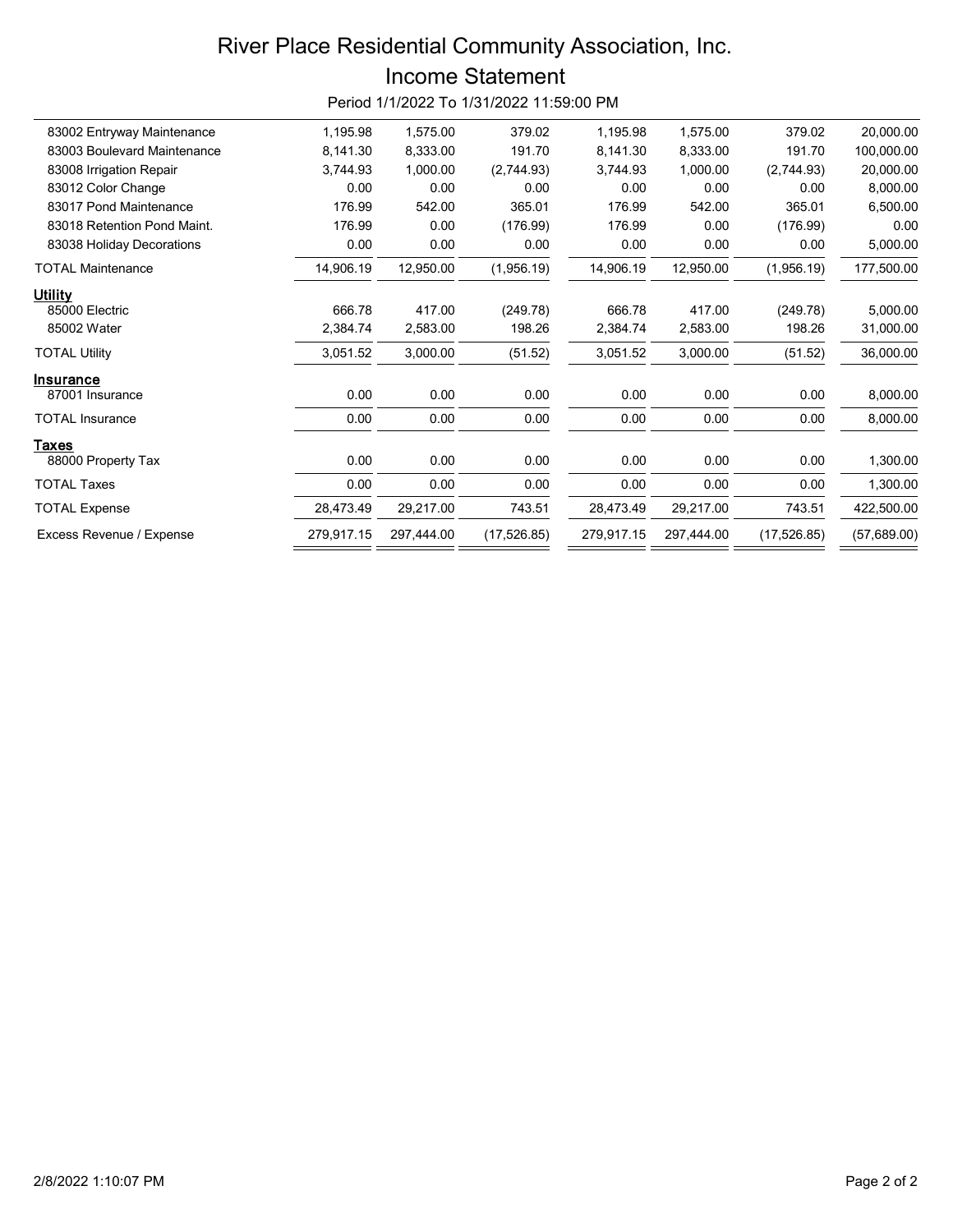# River Place Residential Community Association, Inc.

## Income Statement

Period 1/1/2022 To 1/31/2022 11:59:00 PM

| | | | | | | | |
|---|---|---|---|---|---|---|---|
| 83002 Entryway Maintenance | 1,195.98 | 1,575.00 | 379.02 | 1,195.98 | 1,575.00 | 379.02 | 20,000.00 |
| 83003 Boulevard Maintenance | 8,141.30 | 8,333.00 | 191.70 | 8,141.30 | 8,333.00 | 191.70 | 100,000.00 |
| 83008 Irrigation Repair | 3,744.93 | 1,000.00 | (2,744.93) | 3,744.93 | 1,000.00 | (2,744.93) | 20,000.00 |
| 83012 Color Change | 0.00 | 0.00 | 0.00 | 0.00 | 0.00 | 0.00 | 8,000.00 |
| 83017 Pond Maintenance | 176.99 | 542.00 | 365.01 | 176.99 | 542.00 | 365.01 | 6,500.00 |
| 83018 Retention Pond Maint. | 176.99 | 0.00 | (176.99) | 176.99 | 0.00 | (176.99) | 0.00 |
| 83038 Holiday Decorations | 0.00 | 0.00 | 0.00 | 0.00 | 0.00 | 0.00 | 5,000.00 |
| TOTAL Maintenance | 14,906.19 | 12,950.00 | (1,956.19) | 14,906.19 | 12,950.00 | (1,956.19) | 177,500.00 |
| **Utility** | | | | | | | |
| 85000 Electric | 666.78 | 417.00 | (249.78) | 666.78 | 417.00 | (249.78) | 5,000.00 |
| 85002 Water | 2,384.74 | 2,583.00 | 198.26 | 2,384.74 | 2,583.00 | 198.26 | 31,000.00 |
| TOTAL Utility | 3,051.52 | 3,000.00 | (51.52) | 3,051.52 | 3,000.00 | (51.52) | 36,000.00 |
| **Insurance** | | | | | | | |
| 87001 Insurance | 0.00 | 0.00 | 0.00 | 0.00 | 0.00 | 0.00 | 8,000.00 |
| TOTAL Insurance | 0.00 | 0.00 | 0.00 | 0.00 | 0.00 | 0.00 | 8,000.00 |
| **Taxes** | | | | | | | |
| 88000 Property Tax | 0.00 | 0.00 | 0.00 | 0.00 | 0.00 | 0.00 | 1,300.00 |
| TOTAL Taxes | 0.00 | 0.00 | 0.00 | 0.00 | 0.00 | 0.00 | 1,300.00 |
| TOTAL Expense | 28,473.49 | 29,217.00 | 743.51 | 28,473.49 | 29,217.00 | 743.51 | 422,500.00 |
| Excess Revenue / Expense | 279,917.15 | 297,444.00 | (17,526.85) | 279,917.15 | 297,444.00 | (17,526.85) | (57,689.00) |

2/8/2022 1:10:07 PM